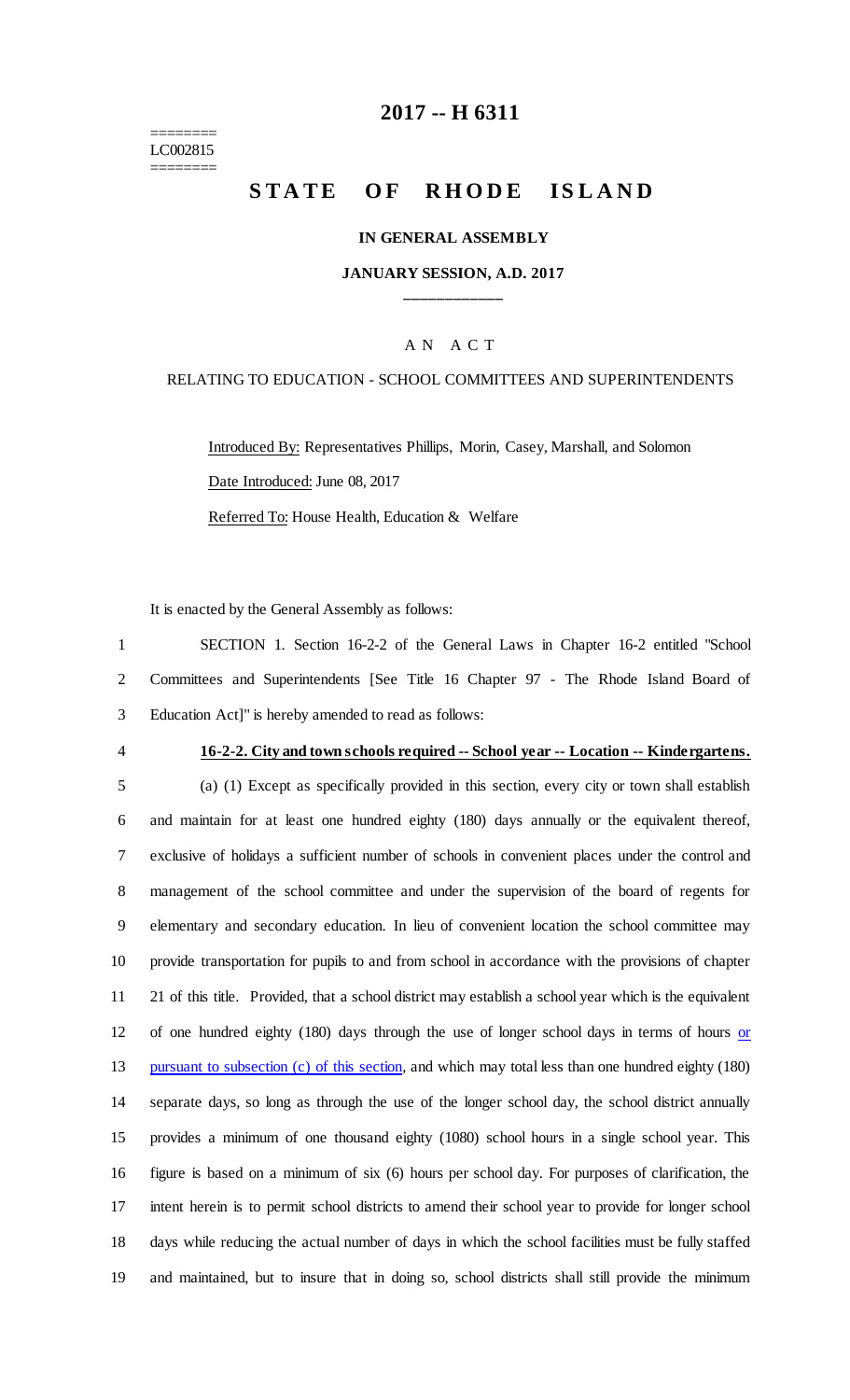========
LC002815
========

# 2017 -- H 6311

# STATE OF RHODE ISLAND

### IN GENERAL ASSEMBLY

### JANUARY SESSION, A.D. 2017

---

## AN ACT

RELATING TO EDUCATION - SCHOOL COMMITTEES AND SUPERINTENDENTS

Introduced By: Representatives Phillips, Morin, Casey, Marshall, and Solomon

Date Introduced: June 08, 2017

Referred To: House Health, Education & Welfare

It is enacted by the General Assembly as follows:

SECTION 1. Section 16-2-2 of the General Laws in Chapter 16-2 entitled "School Committees and Superintendents [See Title 16 Chapter 97 - The Rhode Island Board of Education Act]" is hereby amended to read as follows:

**16-2-2. City and town schools required -- School year -- Location -- Kindergartens.**

(a) (1) Except as specifically provided in this section, every city or town shall establish and maintain for at least one hundred eighty (180) days annually or the equivalent thereof, exclusive of holidays a sufficient number of schools in convenient places under the control and management of the school committee and under the supervision of the board of regents for elementary and secondary education. In lieu of convenient location the school committee may provide transportation for pupils to and from school in accordance with the provisions of chapter 21 of this title. Provided, that a school district may establish a school year which is the equivalent of one hundred eighty (180) days through the use of longer school days in terms of hours or pursuant to subsection (c) of this section, and which may total less than one hundred eighty (180) separate days, so long as through the use of the longer school day, the school district annually provides a minimum of one thousand eighty (1080) school hours in a single school year. This figure is based on a minimum of six (6) hours per school day. For purposes of clarification, the intent herein is to permit school districts to amend their school year to provide for longer school days while reducing the actual number of days in which the school facilities must be fully staffed and maintained, but to insure that in doing so, school districts shall still provide the minimum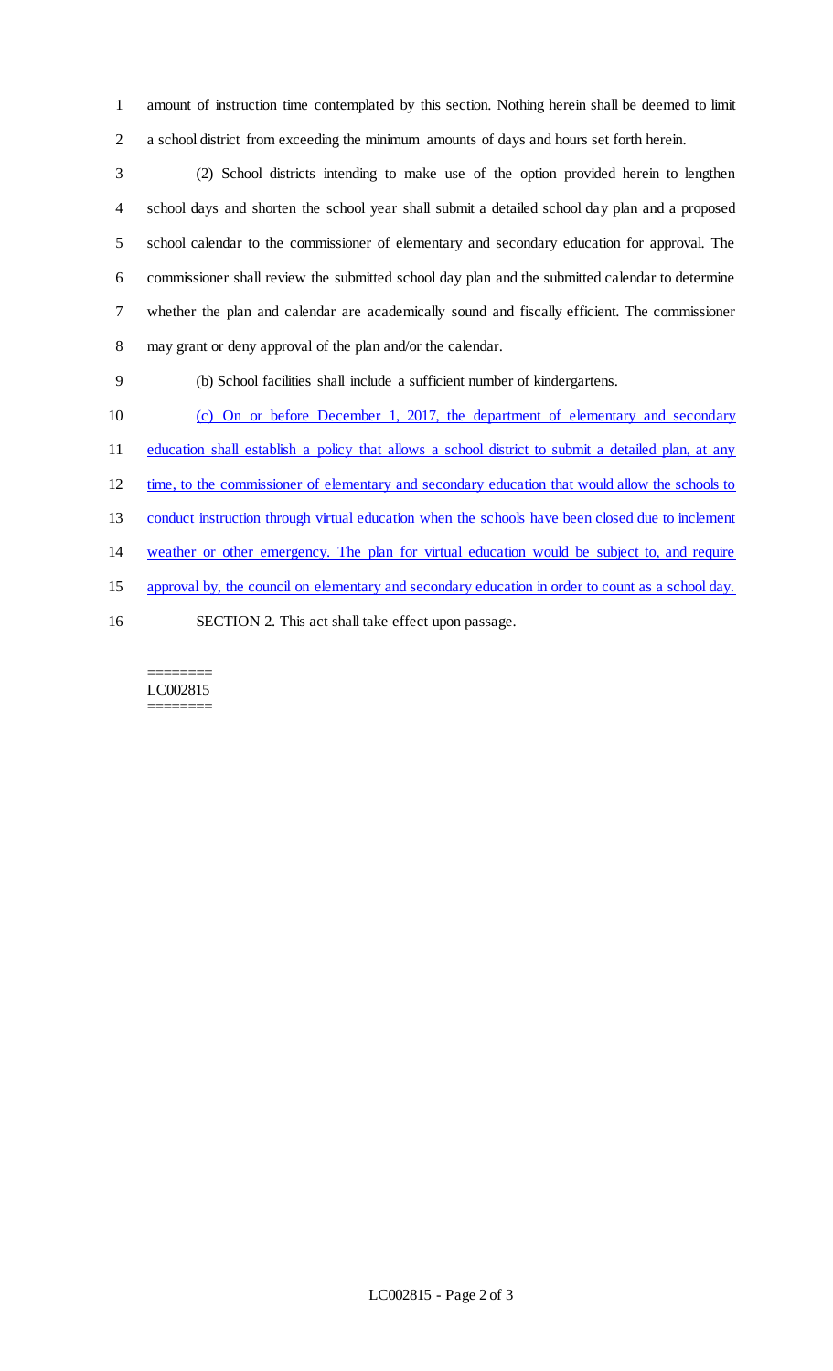amount of instruction time contemplated by this section. Nothing herein shall be deemed to limit a school district from exceeding the minimum amounts of days and hours set forth herein.

(2) School districts intending to make use of the option provided herein to lengthen school days and shorten the school year shall submit a detailed school day plan and a proposed school calendar to the commissioner of elementary and secondary education for approval. The commissioner shall review the submitted school day plan and the submitted calendar to determine whether the plan and calendar are academically sound and fiscally efficient. The commissioner may grant or deny approval of the plan and/or the calendar.

(b) School facilities shall include a sufficient number of kindergartens.

<u>(c) On or before December 1, 2017, the department of elementary and secondary education shall establish a policy that allows a school district to submit a detailed plan, at any time, to the commissioner of elementary and secondary education that would allow the schools to conduct instruction through virtual education when the schools have been closed due to inclement weather or other emergency. The plan for virtual education would be subject to, and require approval by, the council on elementary and secondary education in order to count as a school day.</u>

SECTION 2. This act shall take effect upon passage.

========
LC002815
========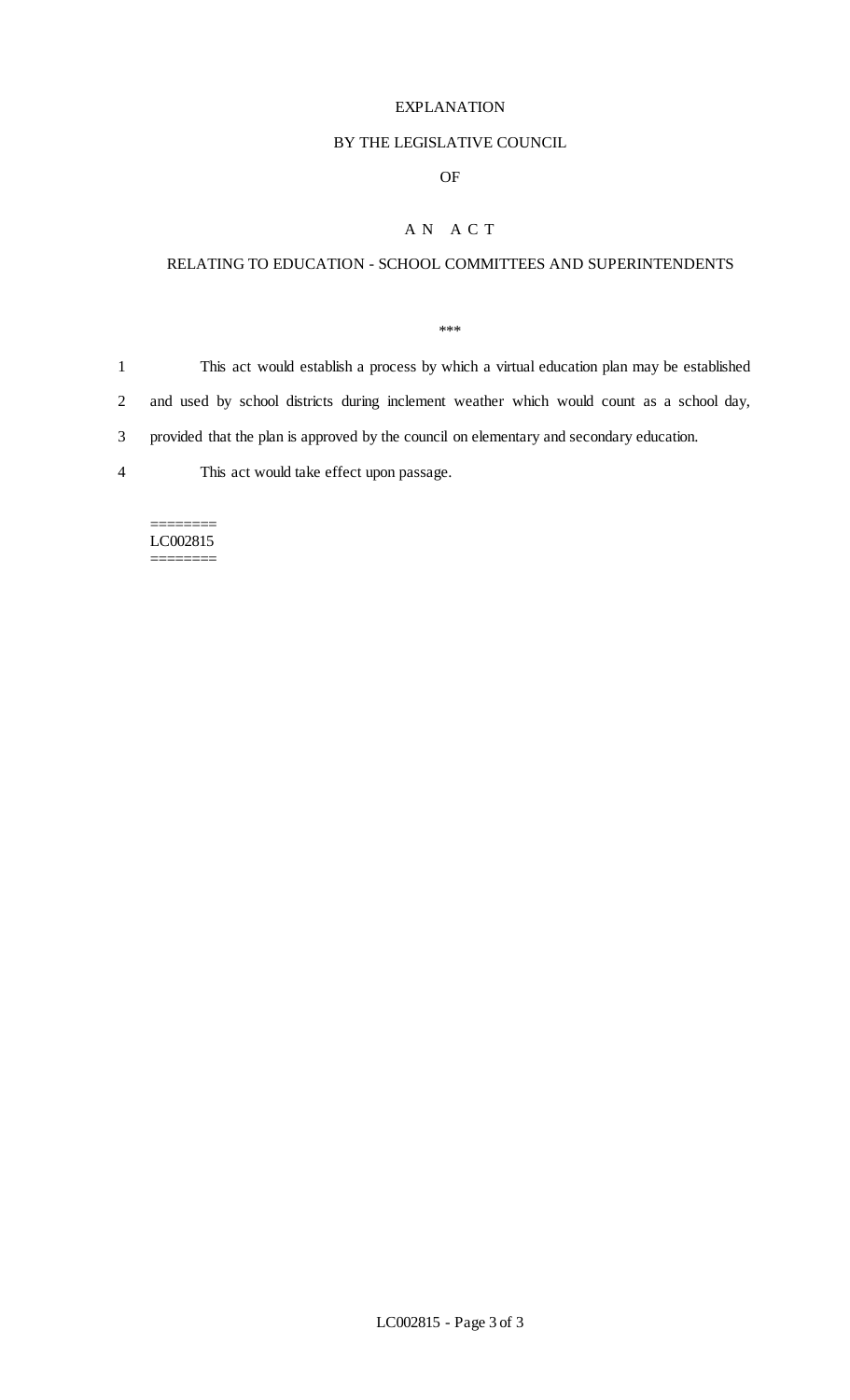EXPLANATION

BY THE LEGISLATIVE COUNCIL

OF

A N A C T

RELATING TO EDUCATION - SCHOOL COMMITTEES AND SUPERINTENDENTS

\*\*\*

1 This act would establish a process by which a virtual education plan may be established
2 and used by school districts during inclement weather which would count as a school day,
3 provided that the plan is approved by the council on elementary and secondary education.
4 This act would take effect upon passage.

========
LC002815
========